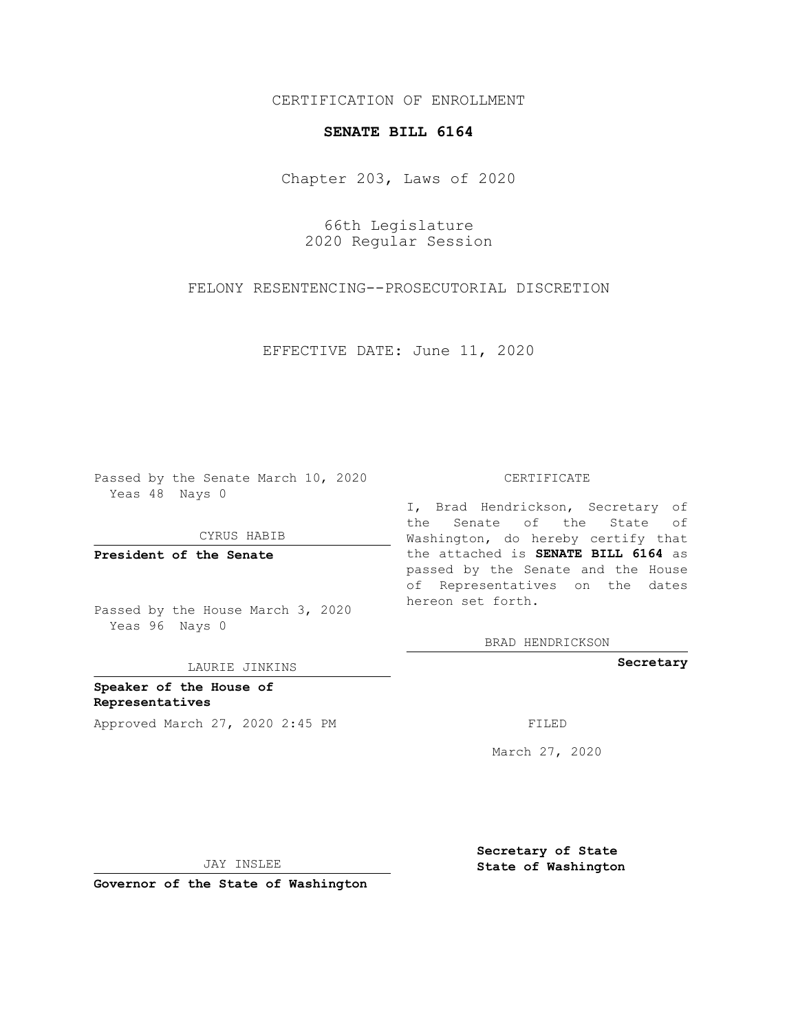CERTIFICATION OF ENROLLMENT

**SENATE BILL 6164**

Chapter 203, Laws of 2020

66th Legislature
2020 Regular Session

FELONY RESENTENCING--PROSECUTORIAL DISCRETION

EFFECTIVE DATE: June 11, 2020

Passed by the Senate March 10, 2020
Yeas 48 Nays 0

CYRUS HABIB

**President of the Senate**

Passed by the House March 3, 2020
Yeas 96 Nays 0

LAURIE JINKINS

**Speaker of the House of Representatives**

Approved March 27, 2020 2:45 PM

JAY INSLEE

**Governor of the State of Washington**

CERTIFICATE

I, Brad Hendrickson, Secretary of the Senate of the State of Washington, do hereby certify that the attached is **SENATE BILL 6164** as passed by the Senate and the House of Representatives on the dates hereon set forth.

BRAD HENDRICKSON

**Secretary**

FILED

March 27, 2020

**Secretary of State**
**State of Washington**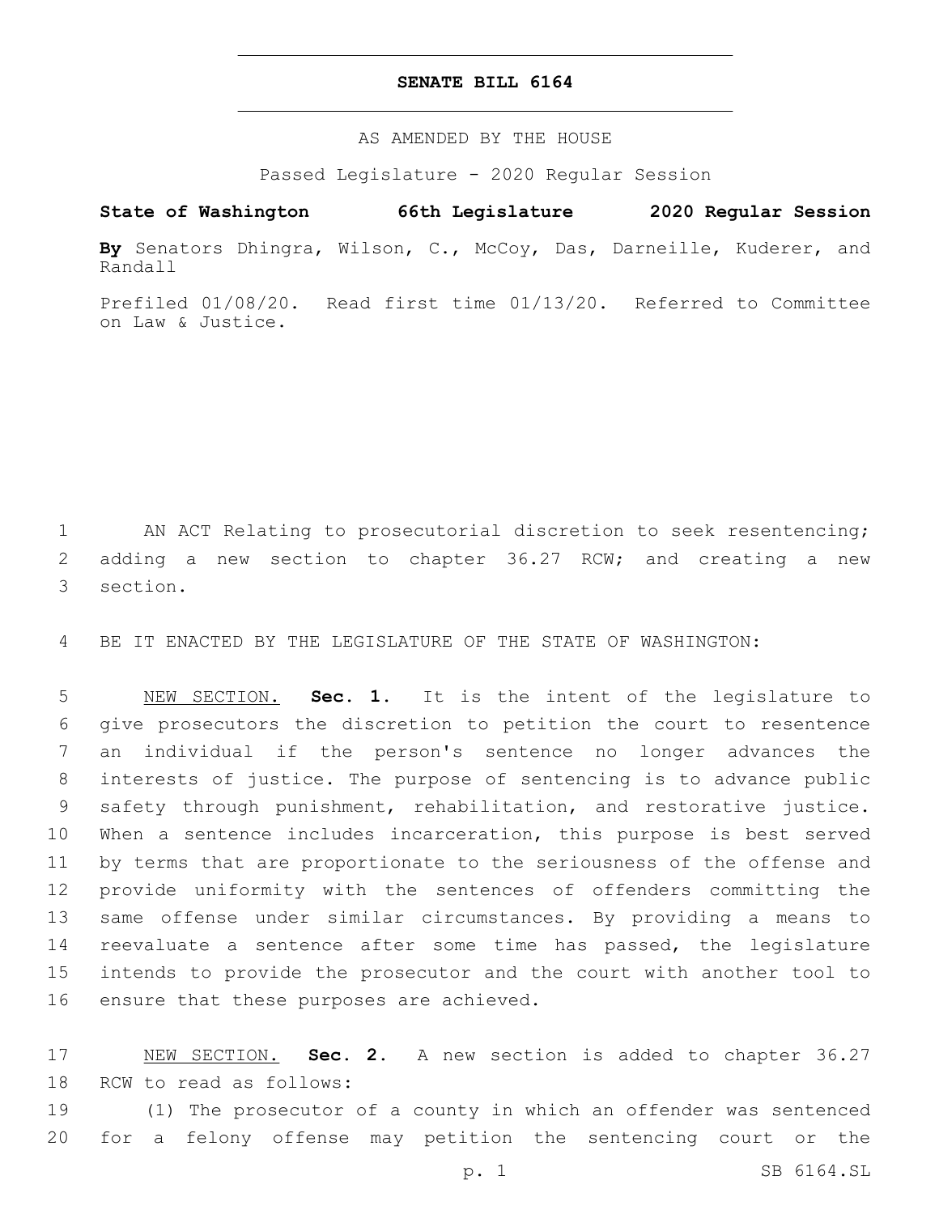# SENATE BILL 6164

AS AMENDED BY THE HOUSE

Passed Legislature - 2020 Regular Session

**State of Washington 66th Legislature 2020 Regular Session**

**By** Senators Dhingra, Wilson, C., McCoy, Das, Darneille, Kuderer, and Randall

Prefiled 01/08/20. Read first time 01/13/20. Referred to Committee on Law & Justice.

AN ACT Relating to prosecutorial discretion to seek resentencing; adding a new section to chapter 36.27 RCW; and creating a new section.

BE IT ENACTED BY THE LEGISLATURE OF THE STATE OF WASHINGTON:

NEW SECTION. **Sec. 1.** It is the intent of the legislature to give prosecutors the discretion to petition the court to resentence an individual if the person's sentence no longer advances the interests of justice. The purpose of sentencing is to advance public safety through punishment, rehabilitation, and restorative justice. When a sentence includes incarceration, this purpose is best served by terms that are proportionate to the seriousness of the offense and provide uniformity with the sentences of offenders committing the same offense under similar circumstances. By providing a means to reevaluate a sentence after some time has passed, the legislature intends to provide the prosecutor and the court with another tool to ensure that these purposes are achieved.

NEW SECTION. **Sec. 2.** A new section is added to chapter 36.27 RCW to read as follows:

(1) The prosecutor of a county in which an offender was sentenced for a felony offense may petition the sentencing court or the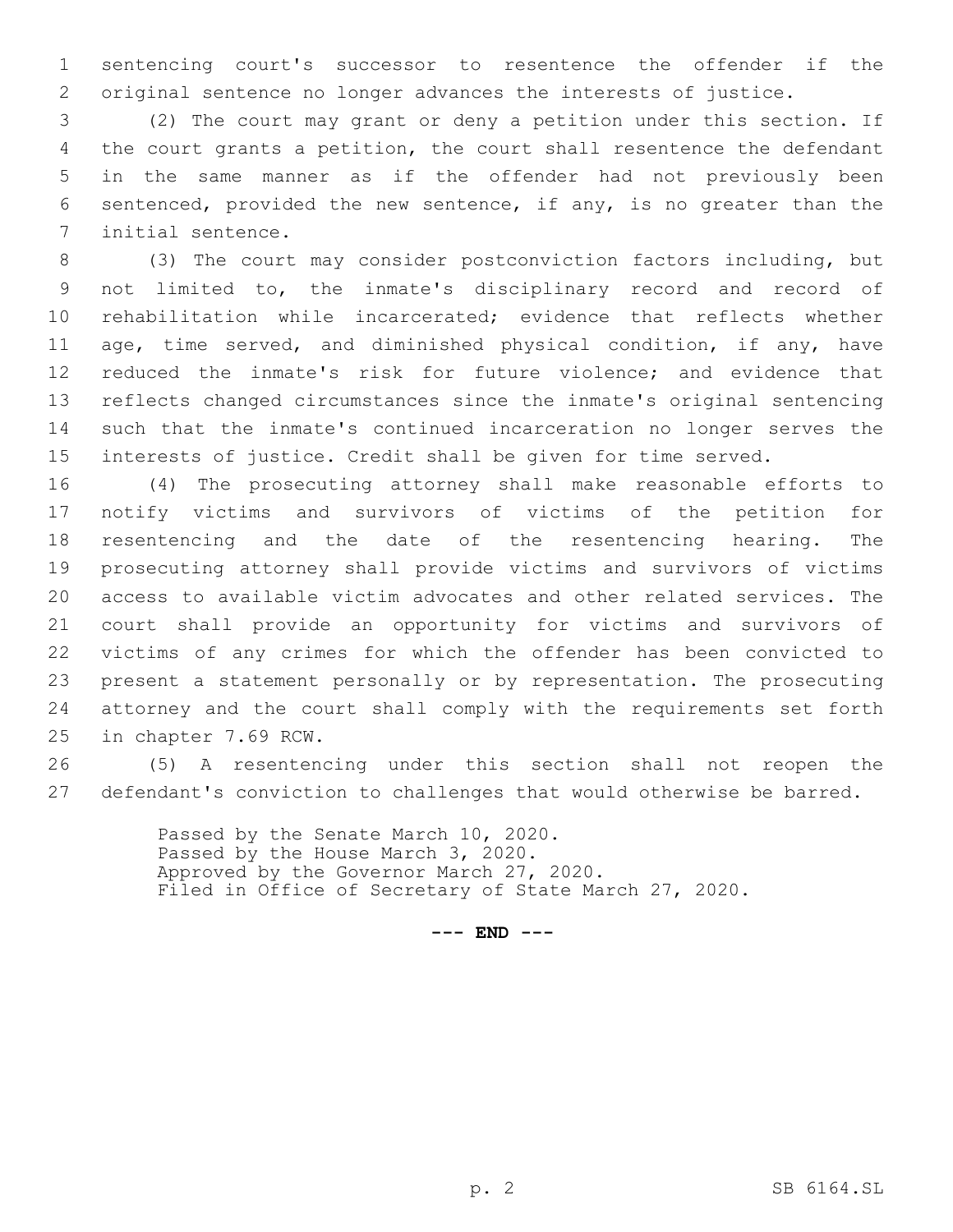sentencing court's successor to resentence the offender if the original sentence no longer advances the interests of justice.

(2) The court may grant or deny a petition under this section. If the court grants a petition, the court shall resentence the defendant in the same manner as if the offender had not previously been sentenced, provided the new sentence, if any, is no greater than the initial sentence.

(3) The court may consider postconviction factors including, but not limited to, the inmate's disciplinary record and record of rehabilitation while incarcerated; evidence that reflects whether age, time served, and diminished physical condition, if any, have reduced the inmate's risk for future violence; and evidence that reflects changed circumstances since the inmate's original sentencing such that the inmate's continued incarceration no longer serves the interests of justice. Credit shall be given for time served.

(4) The prosecuting attorney shall make reasonable efforts to notify victims and survivors of victims of the petition for resentencing and the date of the resentencing hearing. The prosecuting attorney shall provide victims and survivors of victims access to available victim advocates and other related services. The court shall provide an opportunity for victims and survivors of victims of any crimes for which the offender has been convicted to present a statement personally or by representation. The prosecuting attorney and the court shall comply with the requirements set forth in chapter 7.69 RCW.

(5) A resentencing under this section shall not reopen the defendant's conviction to challenges that would otherwise be barred.

Passed by the Senate March 10, 2020.
Passed by the House March 3, 2020.
Approved by the Governor March 27, 2020.
Filed in Office of Secretary of State March 27, 2020.

**--- END ---**